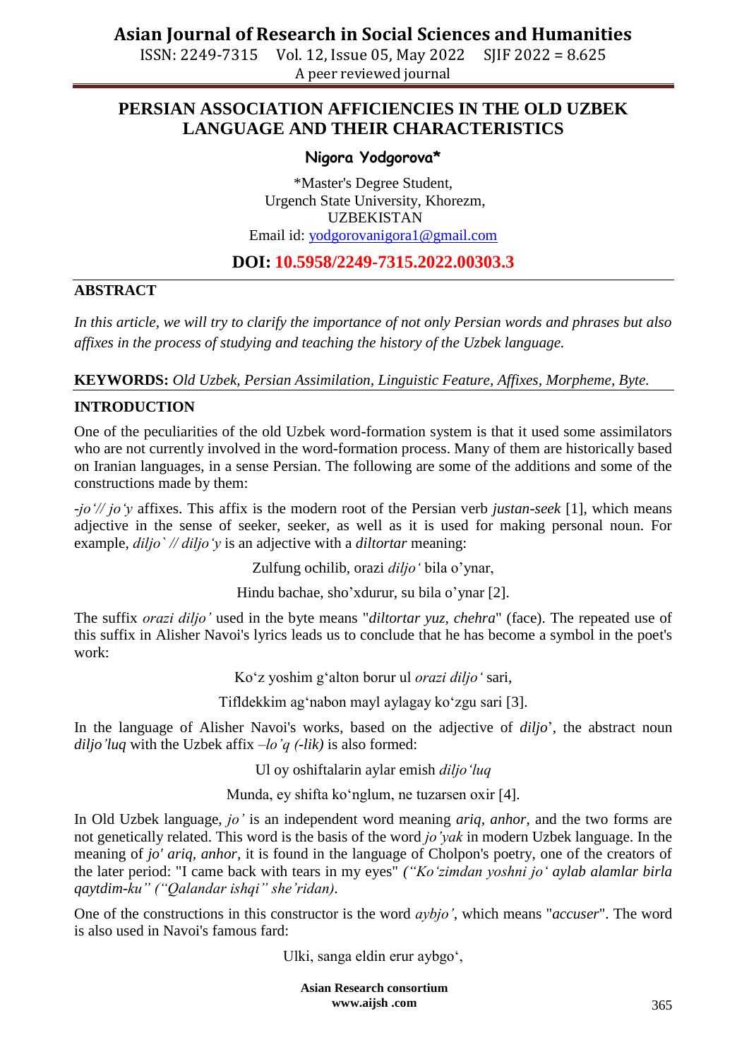# PERSIAN ASSOCIATION AFFICIENCIES IN THE OLD UZBEK LANGUAGE AND THEIR CHARACTERISTICS

**Nigora Yodgorova***

*Master's Degree Student,
Urgench State University, Khorezm,
UZBEKISTAN
Email id: yodgorovanigora1@gmail.com

**DOI: 10.5958/2249-7315.2022.00303.3**

## ABSTRACT

*In this article, we will try to clarify the importance of not only Persian words and phrases but also affixes in the process of studying and teaching the history of the Uzbek language.*

**KEYWORDS:** *Old Uzbek, Persian Assimilation, Linguistic Feature, Affixes, Morpheme, Byte.*

## INTRODUCTION

One of the peculiarities of the old Uzbek word-formation system is that it used some assimilators who are not currently involved in the word-formation process. Many of them are historically based on Iranian languages, in a sense Persian. The following are some of the additions and some of the constructions made by them:

*-jo'// jo'y* affixes. This affix is the modern root of the Persian verb *justan-seek* [1], which means adjective in the sense of seeker, seeker, as well as it is used for making personal noun. For example, *diljo` // diljo'y* is an adjective with a *diltortar* meaning:

Zulfung ochilib, orazi *diljo'* bila o'ynar,

Hindu bachae, sho'xdurur, su bila o'ynar [2].

The suffix *orazi diljo'* used in the byte means "*diltortar yuz, chehra*" (face). The repeated use of this suffix in Alisher Navoi's lyrics leads us to conclude that he has become a symbol in the poet's work:

Ko'z yoshim g'alton borur ul *orazi diljo'* sari,

Tifldekkim ag'nabon mayl aylagay ko'zgu sari [3].

In the language of Alisher Navoi's works, based on the adjective of *diljo*', the abstract noun *diljo'luq* with the Uzbek affix *–lo'q (-lik)* is also formed:

Ul oy oshiftalarin aylar emish *diljo'luq*

Munda, ey shifta ko'nglum, ne tuzarsen oxir [4].

In Old Uzbek language, *jo'* is an independent word meaning *ariq*, *anhor*, and the two forms are not genetically related. This word is the basis of the word *jo'yak* in modern Uzbek language. In the meaning of *jo' ariq*, *anhor*, it is found in the language of Cholpon's poetry, one of the creators of the later period: "I came back with tears in my eyes" *("Ko'zimdan yoshni jo' aylab alamlar birla qaytdim-ku" ("Qalandar ishqi" she'ridan).*

One of the constructions in this constructor is the word *aybjo'*, which means "*accuser*". The word is also used in Navoi's famous fard:

Ulki, sanga eldin erur aybgo',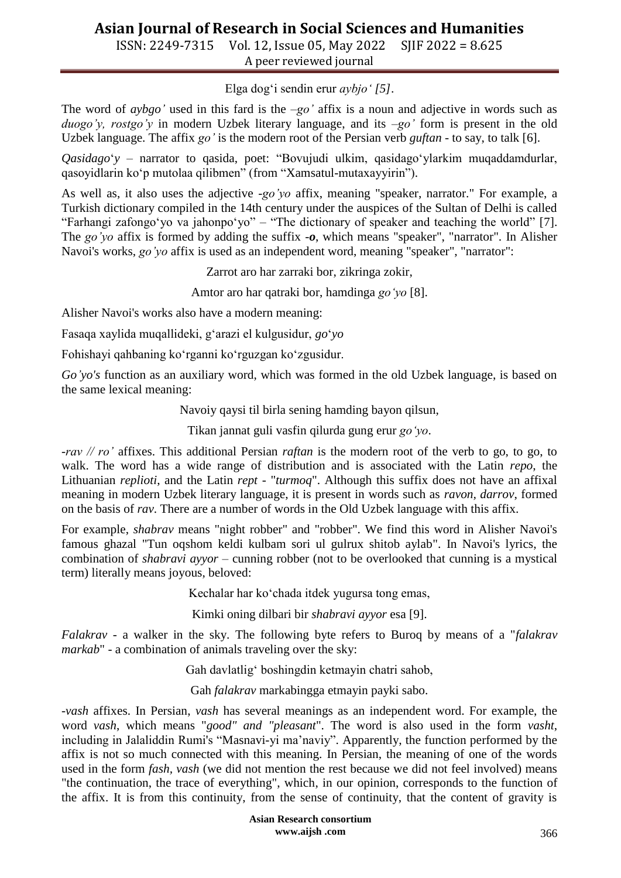Elga dog'i sendin erur *aybjo' [5]*.

The word of *aybgo'* used in this fard is the *–go'* affix is a noun and adjective in words such as *duogo'y, rostgo'y* in modern Uzbek literary language, and its *–go'* form is present in the old Uzbek language. The affix *go'* is the modern root of the Persian verb *guftan* - to say, to talk [6].

*Qasidago'y* – narrator to qasida, poet: "Bovujudi ulkim, qasidago'ylarkim muqaddamdurlar, qasoyidlarin ko'p mutolaa qilibmen" (from "Xamsatul-mutaxayyirin").

As well as, it also uses the adjective *-go'yo* affix, meaning "speaker, narrator." For example, a Turkish dictionary compiled in the 14th century under the auspices of the Sultan of Delhi is called "Farhangi zafongo'yo va jahonpo'yo" – "The dictionary of speaker and teaching the world" [7]. The *go'yo* affix is formed by adding the suffix *-o*, which means "speaker", "narrator". In Alisher Navoi's works, *go'yo* affix is used as an independent word, meaning "speaker", "narrator":

Zarrot aro har zarraki bor, zikringa zokir,

Amtor aro har qatraki bor, hamdinga *go'yo* [8].

Alisher Navoi's works also have a modern meaning:

Fasaqa xaylida muqallideki, g'arazi el kulgusidur, *go'yo*

Fohishayi qahbaning ko'rganni ko'rguzgan ko'zgusidur.

*Go'yo's* function as an auxiliary word, which was formed in the old Uzbek language, is based on the same lexical meaning:

Navoiy qaysi til birla sening hamding bayon qilsun,

Tikan jannat guli vasfin qilurda gung erur *go'yo*.

*-rav // ro'* affixes. This additional Persian *raftan* is the modern root of the verb to go, to go, to walk. The word has a wide range of distribution and is associated with the Latin *repo*, the Lithuanian *replioti*, and the Latin *rept* - "*turmoq*". Although this suffix does not have an affixal meaning in modern Uzbek literary language, it is present in words such as *ravon*, *darrov*, formed on the basis of *rav*. There are a number of words in the Old Uzbek language with this affix.

For example, *shabrav* means "night robber" and "robber". We find this word in Alisher Navoi's famous ghazal "Tun oqshom keldi kulbam sori ul gulrux shitob aylab". In Navoi's lyrics, the combination of *shabravi ayyor* – cunning robber (not to be overlooked that cunning is a mystical term) literally means joyous, beloved:

Kechalar har ko'chada itdek yugursa tong emas,

Kimki oning dilbari bir *shabravi ayyor* esa [9].

*Falakrav* - a walker in the sky. The following byte refers to Buroq by means of a "*falakrav markab*" - a combination of animals traveling over the sky:

Gah davlatlig' boshingdin ketmayin chatri sahob,

Gah *falakrav* markabingga etmayin payki sabo.

*-vash* affixes. In Persian, *vash* has several meanings as an independent word. For example, the word *vash*, which means "*good" and "pleasant*". The word is also used in the form *vasht*, including in Jalaliddin Rumi's "Masnavi-yi ma'naviy". Apparently, the function performed by the affix is not so much connected with this meaning. In Persian, the meaning of one of the words used in the form *fash*, *vash* (we did not mention the rest because we did not feel involved) means "the continuation, the trace of everything", which, in our opinion, corresponds to the function of the affix. It is from this continuity, from the sense of continuity, that the content of gravity is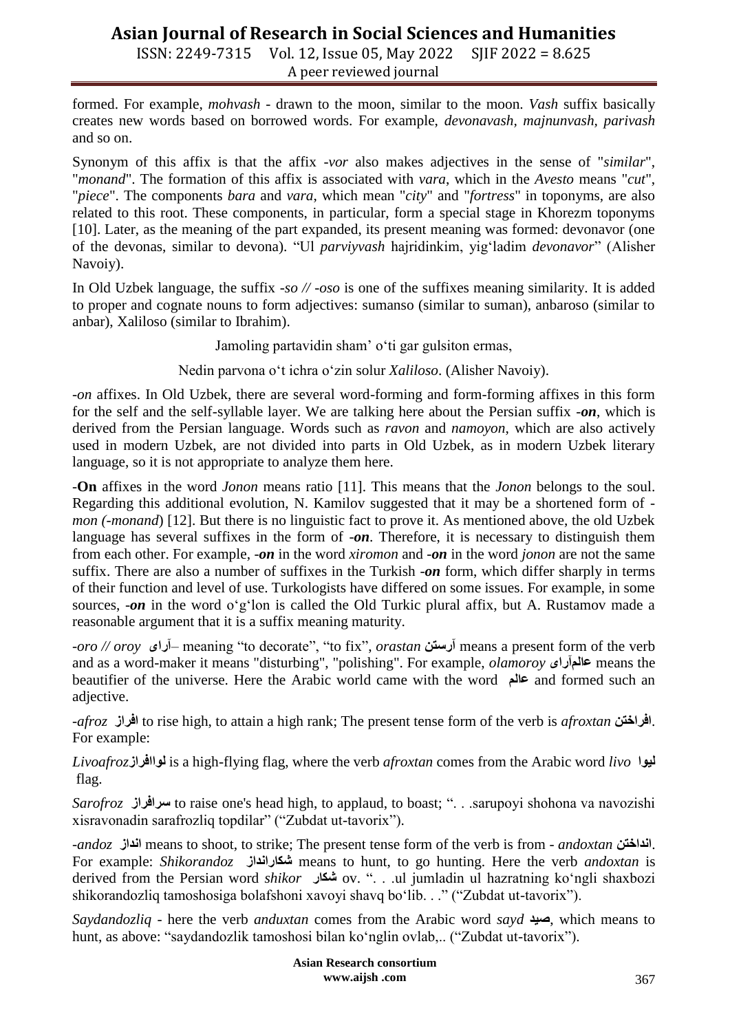formed. For example, *mohvash* - drawn to the moon, similar to the moon. *Vash* suffix basically creates new words based on borrowed words. For example, *devonavash, majnunvash, parivash* and so on.

Synonym of this affix is that the affix *-vor* also makes adjectives in the sense of "*similar*", "*monand*". The formation of this affix is associated with *vara*, which in the *Avesto* means "*cut*", "*piece*". The components *bara* and *vara*, which mean "*city*" and "*fortress*" in toponyms, are also related to this root. These components, in particular, form a special stage in Khorezm toponyms [10]. Later, as the meaning of the part expanded, its present meaning was formed: devonavor (one of the devonas, similar to devona). "Ul *parviyvash* hajridinkim, yig'ladim *devonavor*" (Alisher Navoiy).

In Old Uzbek language, the suffix *-so // -oso* is one of the suffixes meaning similarity. It is added to proper and cognate nouns to form adjectives: sumanso (similar to suman), anbaroso (similar to anbar), Xaliloso (similar to Ibrahim).

Jamoling partavidin sham' o'ti gar gulsiton ermas,

Nedin parvona o't ichra o'zin solur *Xaliloso*. (Alisher Navoiy).

*-on* affixes. In Old Uzbek, there are several word-forming and form-forming affixes in this form for the self and the self-syllable layer. We are talking here about the Persian suffix *-on*, which is derived from the Persian language. Words such as *ravon* and *namoyon*, which are also actively used in modern Uzbek, are not divided into parts in Old Uzbek, as in modern Uzbek literary language, so it is not appropriate to analyze them here.

-**On** affixes in the word *Jonon* means ratio [11]. This means that the *Jonon* belongs to the soul. Regarding this additional evolution, N. Kamilov suggested that it may be a shortened form of *-mon (-monand*) [12]. But there is no linguistic fact to prove it. As mentioned above, the old Uzbek language has several suffixes in the form of ***-on***. Therefore, it is necessary to distinguish them from each other. For example, ***-on*** in the word *xiromon* and ***-on*** in the word *jonon* are not the same suffix. There are also a number of suffixes in the Turkish ***-on*** form, which differ sharply in terms of their function and level of use. Turkologists have differed on some issues. For example, in some sources, ***-on*** in the word o'g'lon is called the Old Turkic plural affix, but A. Rustamov made a reasonable argument that it is a suffix meaning maturity.

*-oro // oroy* **آرای**– meaning "to decorate", "to fix", *orastan* **آرستن** means a present form of the verb and as a word-maker it means "disturbing", "polishing". For example, *olamoroy* **عالمآرای** means the beautifier of the universe. Here the Arabic world came with the word **عالم** and formed such an adjective.

*-afroz* **افراز** to rise high, to attain a high rank; The present tense form of the verb is *afroxtan* **افراختن**. For example:

*Livoafroz***لواافراز** is a high-flying flag, where the verb *afroxtan* comes from the Arabic word *livo* **لیوا** flag.

*Sarofroz* **سرافراز** to raise one's head high, to applaud, to boast; ". . .sarupoyi shohona va navozishi xisravonadin sarafrozliq topdilar" ("Zubdat ut-tavorix").

*-andoz* **انداز** means to shoot, to strike; The present tense form of the verb is from - *andoxtan* **انداختن**. For example: *Shikorandoz* **شکارانداز** means to hunt, to go hunting. Here the verb *andoxtan* is derived from the Persian word *shikor* **شکار** ov. ". . .ul jumladin ul hazratning ko'ngli shaxbozi shikorandozliq tamoshosiga bolafshoni xavoyi shavq bo'lib. . ." ("Zubdat ut-tavorix").

*Saydandozliq* - here the verb *anduxtan* comes from the Arabic word *sayd* **صید**, which means to hunt, as above: "saydandozlik tamoshosi bilan ko'nglin ovlab,.. ("Zubdat ut-tavorix").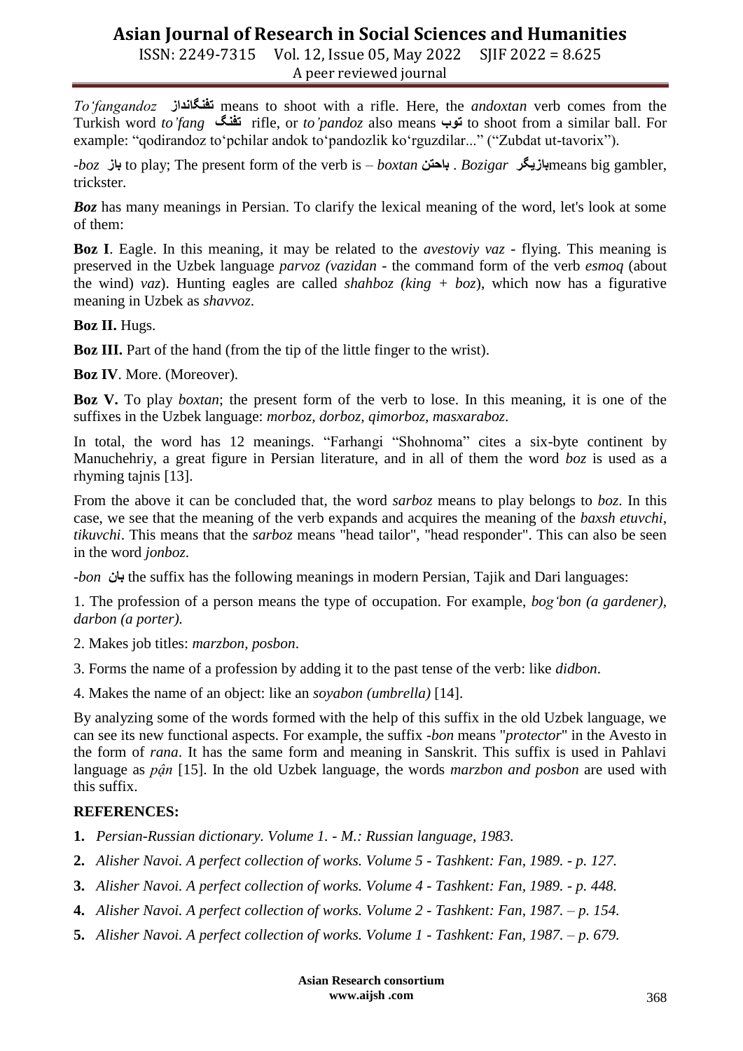*To'fangandoz* **تفنگانداز** means to shoot with a rifle. Here, the *andoxtan* verb comes from the Turkish word *to'fang* **تفنگ** rifle, or *to'pandoz* also means **توپ** to shoot from a similar ball. For example: "qodirandoz to'pchilar andok to'pandozlik ko'rguzdilar..." ("Zubdat ut-tavorix").

*-boz* **باز** to play; The present form of the verb is – *boxtan* **باختن** . *Bozigar* **بازیگر**means big gambler, trickster.

***Boz*** has many meanings in Persian. To clarify the lexical meaning of the word, let's look at some of them:

**Boz I**. Eagle. In this meaning, it may be related to the *avestoviy vaz* - flying. This meaning is preserved in the Uzbek language *parvoz (vazidan* - the command form of the verb *esmoq* (about the wind) *vaz*). Hunting eagles are called *shahboz (king + boz*), which now has a figurative meaning in Uzbek as *shavvoz*.

**Boz II.** Hugs.

**Boz III.** Part of the hand (from the tip of the little finger to the wrist).

**Boz IV**. More. (Moreover).

**Boz V.** To play *boxtan*; the present form of the verb to lose. In this meaning, it is one of the suffixes in the Uzbek language: *morboz, dorboz, qimorboz, masxaraboz*.

In total, the word has 12 meanings. "Farhangi "Shohnoma" cites a six-byte continent by Manuchehriy, a great figure in Persian literature, and in all of them the word *boz* is used as a rhyming tajnis [13].

From the above it can be concluded that, the word *sarboz* means to play belongs to *boz*. In this case, we see that the meaning of the verb expands and acquires the meaning of the *baxsh etuvchi, tikuvchi*. This means that the *sarboz* means "head tailor", "head responder". This can also be seen in the word *jonboz.*

*-bon* **بان** the suffix has the following meanings in modern Persian, Tajik and Dari languages:

1. The profession of a person means the type of occupation. For example, *bog'bon (a gardener), darbon (a porter).*

2. Makes job titles: *marzbon, posbon*.

3. Forms the name of a profession by adding it to the past tense of the verb: like *didbon*.

4. Makes the name of an object: like an *soyabon (umbrella)* [14].

By analyzing some of the words formed with the help of this suffix in the old Uzbek language, we can see its new functional aspects. For example, the suffix *-bon* means "*protector*" in the Avesto in the form of *rana*. It has the same form and meaning in Sanskrit. This suffix is used in Pahlavi language as *pặn* [15]. In the old Uzbek language, the words *marzbon and posbon* are used with this suffix.

## REFERENCES:

1. *Persian-Russian dictionary. Volume 1. - M.: Russian language, 1983.*
2. *Alisher Navoi. A perfect collection of works. Volume 5 - Tashkent: Fan, 1989. - p. 127.*
3. *Alisher Navoi. A perfect collection of works. Volume 4 - Tashkent: Fan, 1989. - p. 448.*
4. *Alisher Navoi. A perfect collection of works. Volume 2 - Tashkent: Fan, 1987. – p. 154.*
5. *Alisher Navoi. A perfect collection of works. Volume 1 - Tashkent: Fan, 1987. – p. 679.*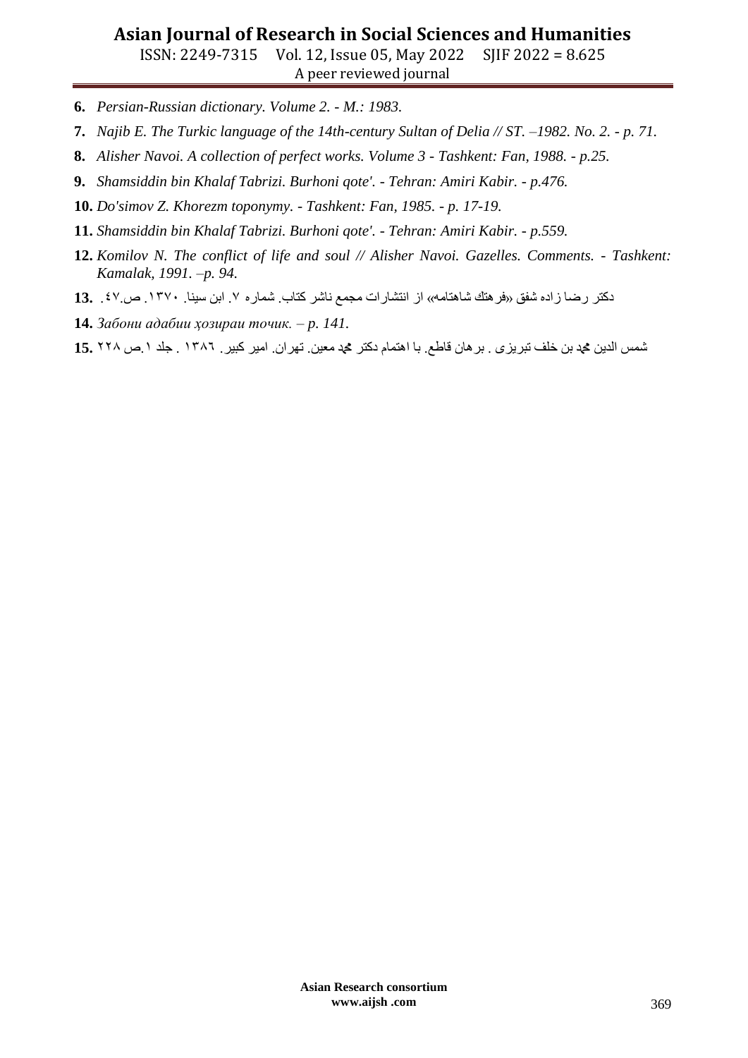6. *Persian-Russian dictionary. Volume 2. - M.: 1983.*
7. *Najib E. The Turkic language of the 14th-century Sultan of Delia // ST. –1982. No. 2. - p. 71.*
8. *Alisher Navoi. A collection of perfect works. Volume 3 - Tashkent: Fan, 1988. - p.25.*
9. *Shamsiddin bin Khalaf Tabrizi. Burhoni qote'. - Tehran: Amiri Kabir. - p.476.*
10. *Do'simov Z. Khorezm toponymy. - Tashkent: Fan, 1985. - p. 17-19.*
11. *Shamsiddin bin Khalaf Tabrizi. Burhoni qote'. - Tehran: Amiri Kabir. - p.559.*
12. *Komilov N. The conflict of life and soul // Alisher Navoi. Gazelles. Comments. - Tashkent: Kamalak, 1991. –p. 94.*
13. دکتر رضا زاده شفق «فرهنك شاهنامه» از انتشارات مجمع ناشر کتاب. شماره ۷. ابن سینا. ۱۳۷۰. ص.٤٧ .
14. *Забони адабии ҳозираи тоҷик. – p. 141.*
15. شمس الدین محمد بن خلف تبریزی . برهان قاطع. با اهتمام دکتر محمد معین. تهران. امیر کبیر. ۱۳۸٦ . جلد ۱.ص ۲۲۸